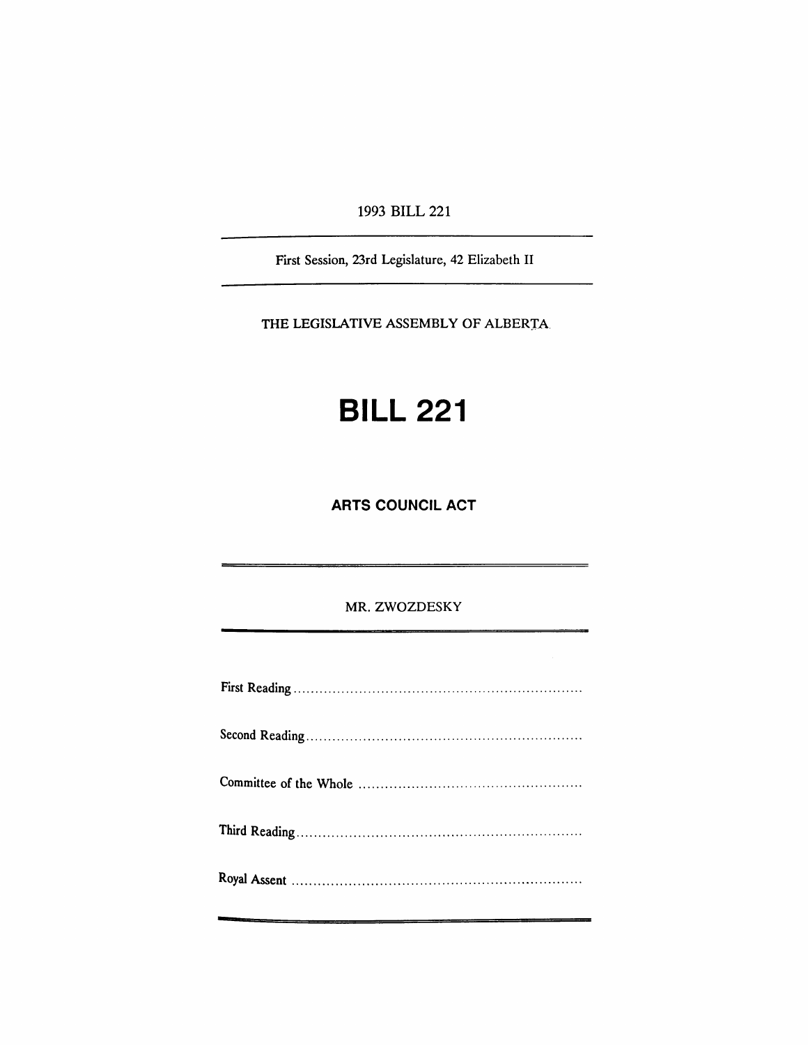1993 BILL 221

---

First Session, 23rd Legislature, 42 Elizabeth II

---

THE LEGISLATIVE ASSEMBLY OF ALBERTA

# BILL 221

## ARTS COUNCIL ACT

---

MR. ZWOZDESKY

---

First Reading ..................................................................

Second Reading ..............................................................

Committee of the Whole ..................................................

Third Reading ................................................................

Royal Assent ..................................................................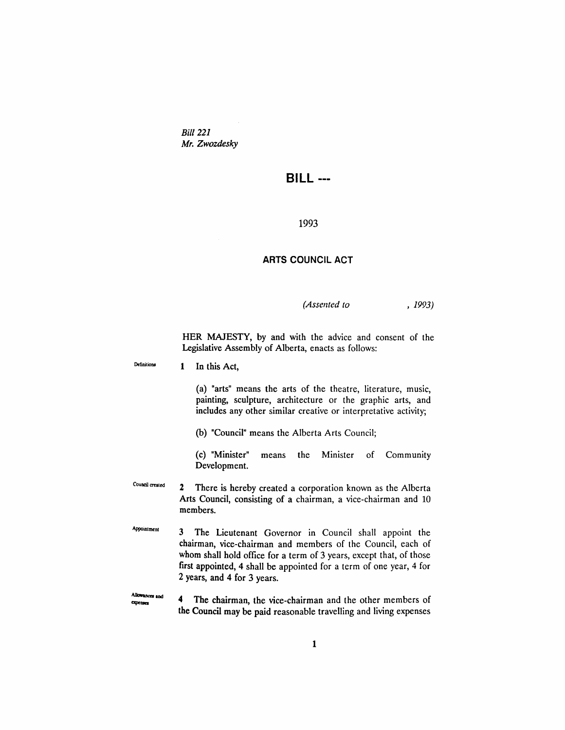*Bill 221*
*Mr. Zwozdesky*

# BILL ---

1993

## ARTS COUNCIL ACT

*(Assented to , 1993)*

HER MAJESTY, by and with the advice and consent of the Legislative Assembly of Alberta, enacts as follows:

Definitions

**1** In this Act,

(a) "arts" means the arts of the theatre, literature, music, painting, sculpture, architecture or the graphic arts, and includes any other similar creative or interpretative activity;

(b) "Council" means the Alberta Arts Council;

(c) "Minister" means the Minister of Community Development.

Council created

**2** There is hereby created a corporation known as the Alberta Arts Council, consisting of a chairman, a vice-chairman and 10 members.

Appointment

**3** The Lieutenant Governor in Council shall appoint the chairman, vice-chairman and members of the Council, each of whom shall hold office for a term of 3 years, except that, of those first appointed, 4 shall be appointed for a term of one year, 4 for 2 years, and 4 for 3 years.

Allowances and expenses

**4** The chairman, the vice-chairman and the other members of the Council may be paid reasonable travelling and living expenses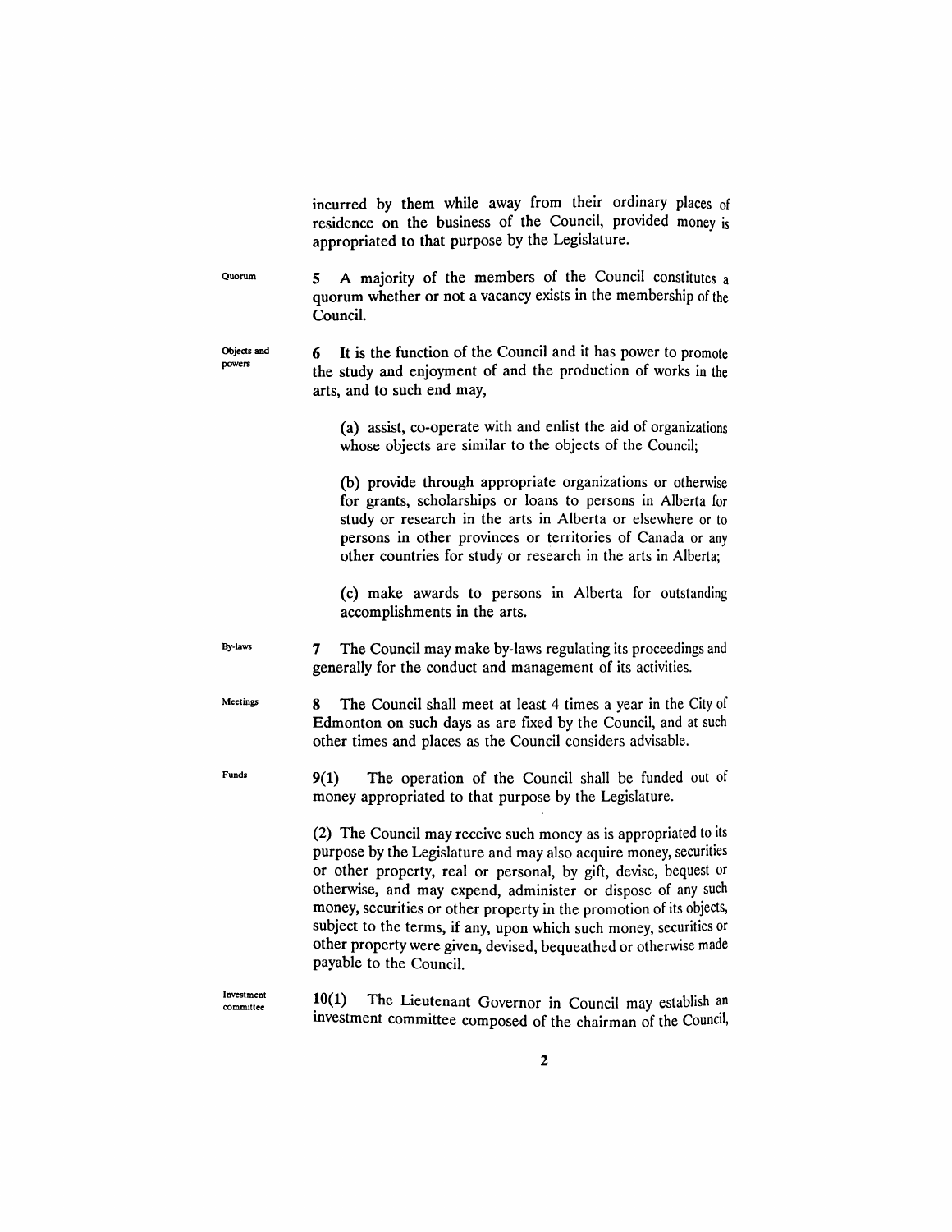incurred by them while away from their ordinary places of residence on the business of the Council, provided money is appropriated to that purpose by the Legislature.

Quorum

**5** A majority of the members of the Council constitutes a quorum whether or not a vacancy exists in the membership of the Council.

Objects and powers

**6** It is the function of the Council and it has power to promote the study and enjoyment of and the production of works in the arts, and to such end may,

(a) assist, co-operate with and enlist the aid of organizations whose objects are similar to the objects of the Council;

(b) provide through appropriate organizations or otherwise for grants, scholarships or loans to persons in Alberta for study or research in the arts in Alberta or elsewhere or to persons in other provinces or territories of Canada or any other countries for study or research in the arts in Alberta;

(c) make awards to persons in Alberta for outstanding accomplishments in the arts.

By-laws

**7** The Council may make by-laws regulating its proceedings and generally for the conduct and management of its activities.

Meetings

**8** The Council shall meet at least 4 times a year in the City of Edmonton on such days as are fixed by the Council, and at such other times and places as the Council considers advisable.

Funds

**9(1)** The operation of the Council shall be funded out of money appropriated to that purpose by the Legislature.

(2) The Council may receive such money as is appropriated to its purpose by the Legislature and may also acquire money, securities or other property, real or personal, by gift, devise, bequest or otherwise, and may expend, administer or dispose of any such money, securities or other property in the promotion of its objects, subject to the terms, if any, upon which such money, securities or other property were given, devised, bequeathed or otherwise made payable to the Council.

Investment committee

**10(1)** The Lieutenant Governor in Council may establish an investment committee composed of the chairman of the Council,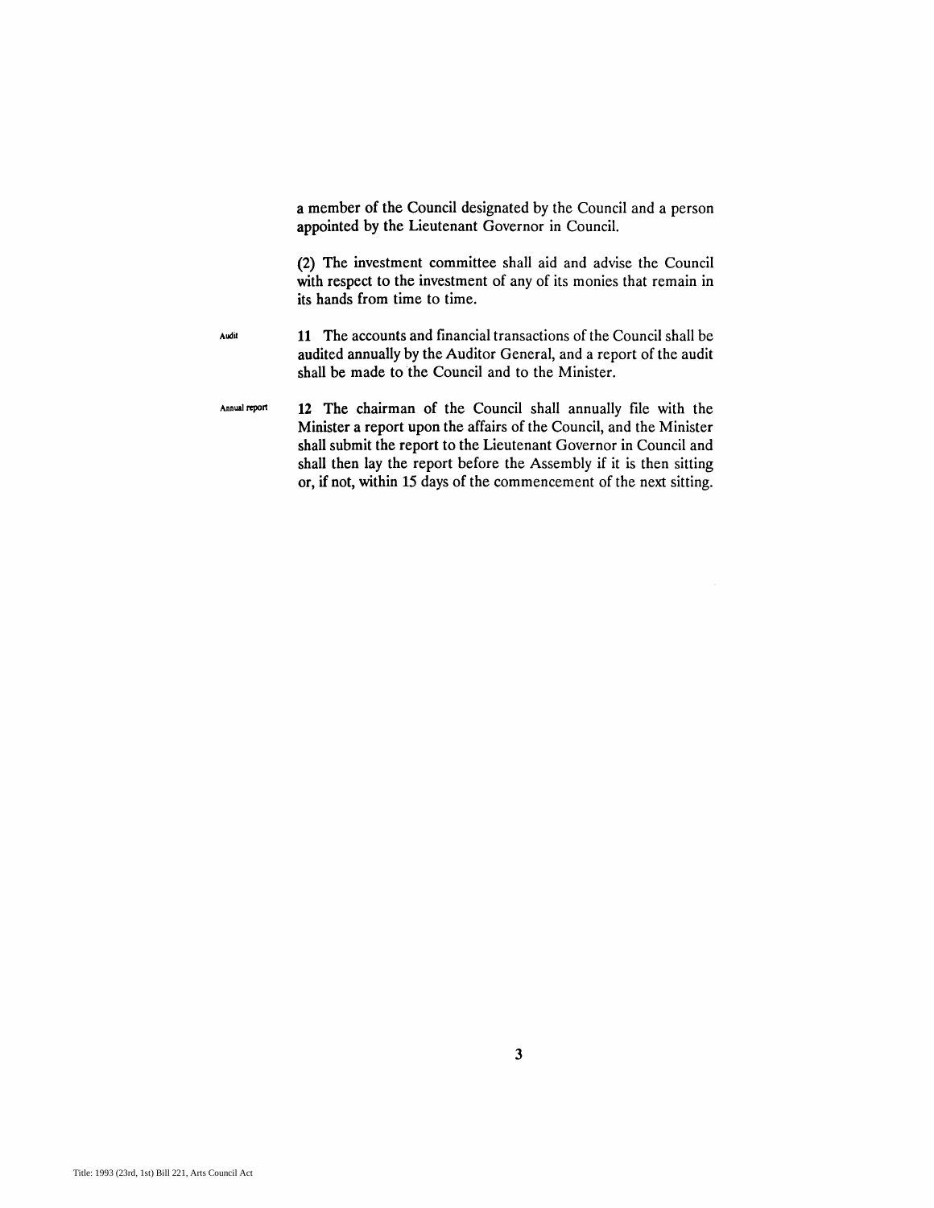a member of the Council designated by the Council and a person appointed by the Lieutenant Governor in Council.

(2) The investment committee shall aid and advise the Council with respect to the investment of any of its monies that remain in its hands from time to time.

Audit

**11** The accounts and financial transactions of the Council shall be audited annually by the Auditor General, and a report of the audit shall be made to the Council and to the Minister.

Annual report

**12** The chairman of the Council shall annually file with the Minister a report upon the affairs of the Council, and the Minister shall submit the report to the Lieutenant Governor in Council and shall then lay the report before the Assembly if it is then sitting or, if not, within 15 days of the commencement of the next sitting.

Title: 1993 (23rd, 1st) Bill 221, Arts Council Act